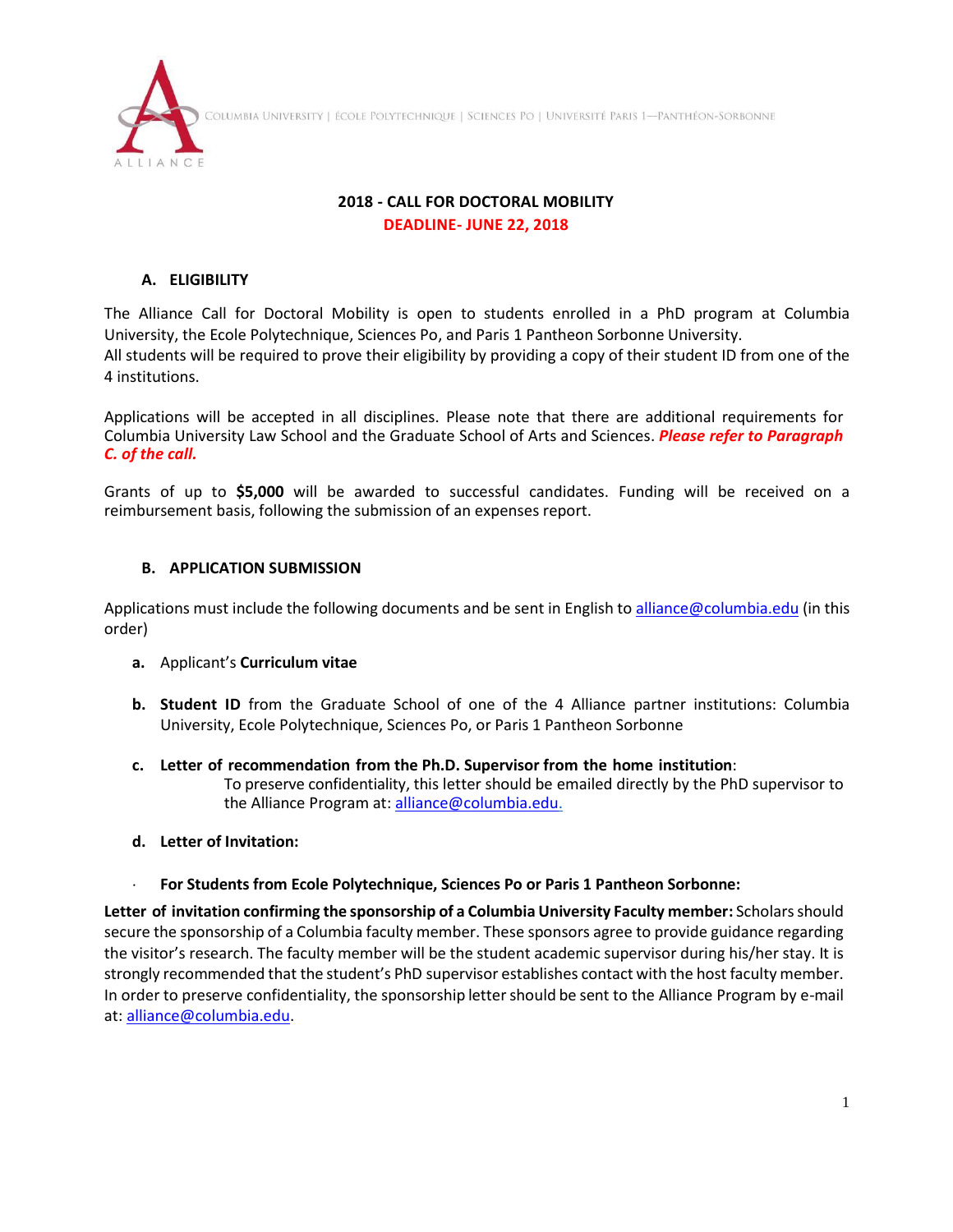COLUMBIA UNIVERSITY | ÉCOLE POLYTECHNIQUE | SCIENCES PO | UNIVERSITÉ PARIS 1—PANTHÉON-SORBONNE

ALLIANCE

# 2018 - CALL FOR DOCTORAL MOBILITY

**DEADLINE- JUNE 22, 2018**

## A. ELIGIBILITY

The Alliance Call for Doctoral Mobility is open to students enrolled in a PhD program at Columbia University, the Ecole Polytechnique, Sciences Po, and Paris 1 Pantheon Sorbonne University.
All students will be required to prove their eligibility by providing a copy of their student ID from one of the 4 institutions.

Applications will be accepted in all disciplines. Please note that there are additional requirements for Columbia University Law School and the Graduate School of Arts and Sciences. ***Please refer to Paragraph C. of the call.***

Grants of up to **$5,000** will be awarded to successful candidates. Funding will be received on a reimbursement basis, following the submission of an expenses report.

## B. APPLICATION SUBMISSION

Applications must include the following documents and be sent in English to alliance@columbia.edu (in this order)

**a.** Applicant's **Curriculum vitae**

**b.** **Student ID** from the Graduate School of one of the 4 Alliance partner institutions: Columbia University, Ecole Polytechnique, Sciences Po, or Paris 1 Pantheon Sorbonne

**c.** **Letter of recommendation from the Ph.D. Supervisor from the home institution**:
To preserve confidentiality, this letter should be emailed directly by the PhD supervisor to the Alliance Program at: alliance@columbia.edu.

**d.** **Letter of Invitation:**

- **For Students from Ecole Polytechnique, Sciences Po or Paris 1 Pantheon Sorbonne:**

**Letter of invitation confirming the sponsorship of a Columbia University Faculty member:** Scholars should secure the sponsorship of a Columbia faculty member. These sponsors agree to provide guidance regarding the visitor's research. The faculty member will be the student academic supervisor during his/her stay. It is strongly recommended that the student's PhD supervisor establishes contact with the host faculty member. In order to preserve confidentiality, the sponsorship letter should be sent to the Alliance Program by e-mail at: alliance@columbia.edu.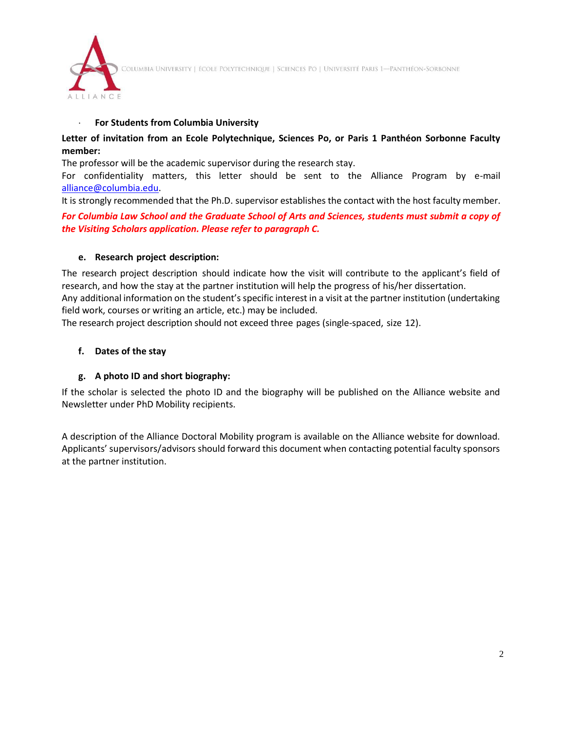- **For Students from Columbia University**

**Letter of invitation from an Ecole Polytechnique, Sciences Po, or Paris 1 Panthéon Sorbonne Faculty member:**

The professor will be the academic supervisor during the research stay.
For confidentiality matters, this letter should be sent to the Alliance Program by e-mail alliance@columbia.edu.
It is strongly recommended that the Ph.D. supervisor establishes the contact with the host faculty member.

***For Columbia Law School and the Graduate School of Arts and Sciences, students must submit a copy of the Visiting Scholars application. Please refer to paragraph C.***

**e. Research project description:**

The research project description should indicate how the visit will contribute to the applicant's field of research, and how the stay at the partner institution will help the progress of his/her dissertation.
Any additional information on the student's specific interest in a visit at the partner institution (undertaking field work, courses or writing an article, etc.) may be included.
The research project description should not exceed three pages (single-spaced, size 12).

**f. Dates of the stay**

**g. A photo ID and short biography:**

If the scholar is selected the photo ID and the biography will be published on the Alliance website and Newsletter under PhD Mobility recipients.

A description of the Alliance Doctoral Mobility program is available on the Alliance website for download. Applicants' supervisors/advisors should forward this document when contacting potential faculty sponsors at the partner institution.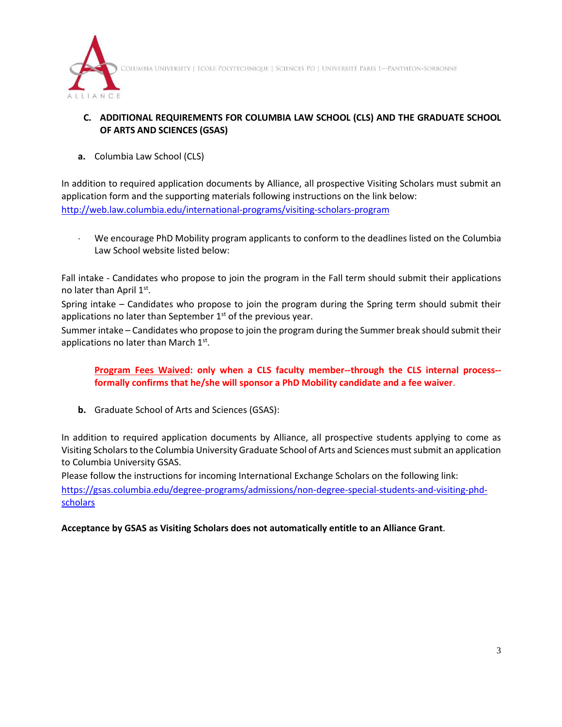### C. ADDITIONAL REQUIREMENTS FOR COLUMBIA LAW SCHOOL (CLS) AND THE GRADUATE SCHOOL OF ARTS AND SCIENCES (GSAS)

**a.** Columbia Law School (CLS)

In addition to required application documents by Alliance, all prospective Visiting Scholars must submit an application form and the supporting materials following instructions on the link below: http://web.law.columbia.edu/international-programs/visiting-scholars-program

- We encourage PhD Mobility program applicants to conform to the deadlines listed on the Columbia Law School website listed below:

Fall intake - Candidates who propose to join the program in the Fall term should submit their applications no later than April 1st.
Spring intake – Candidates who propose to join the program during the Spring term should submit their applications no later than September 1st of the previous year.
Summer intake – Candidates who propose to join the program during the Summer break should submit their applications no later than March 1st.

**Program Fees Waived: only when a CLS faculty member--through the CLS internal process--formally confirms that he/she will sponsor a PhD Mobility candidate and a fee waiver**.

**b.** Graduate School of Arts and Sciences (GSAS):

In addition to required application documents by Alliance, all prospective students applying to come as Visiting Scholars to the Columbia University Graduate School of Arts and Sciences must submit an application to Columbia University GSAS.
Please follow the instructions for incoming International Exchange Scholars on the following link: https://gsas.columbia.edu/degree-programs/admissions/non-degree-special-students-and-visiting-phd-scholars

**Acceptance by GSAS as Visiting Scholars does not automatically entitle to an Alliance Grant**.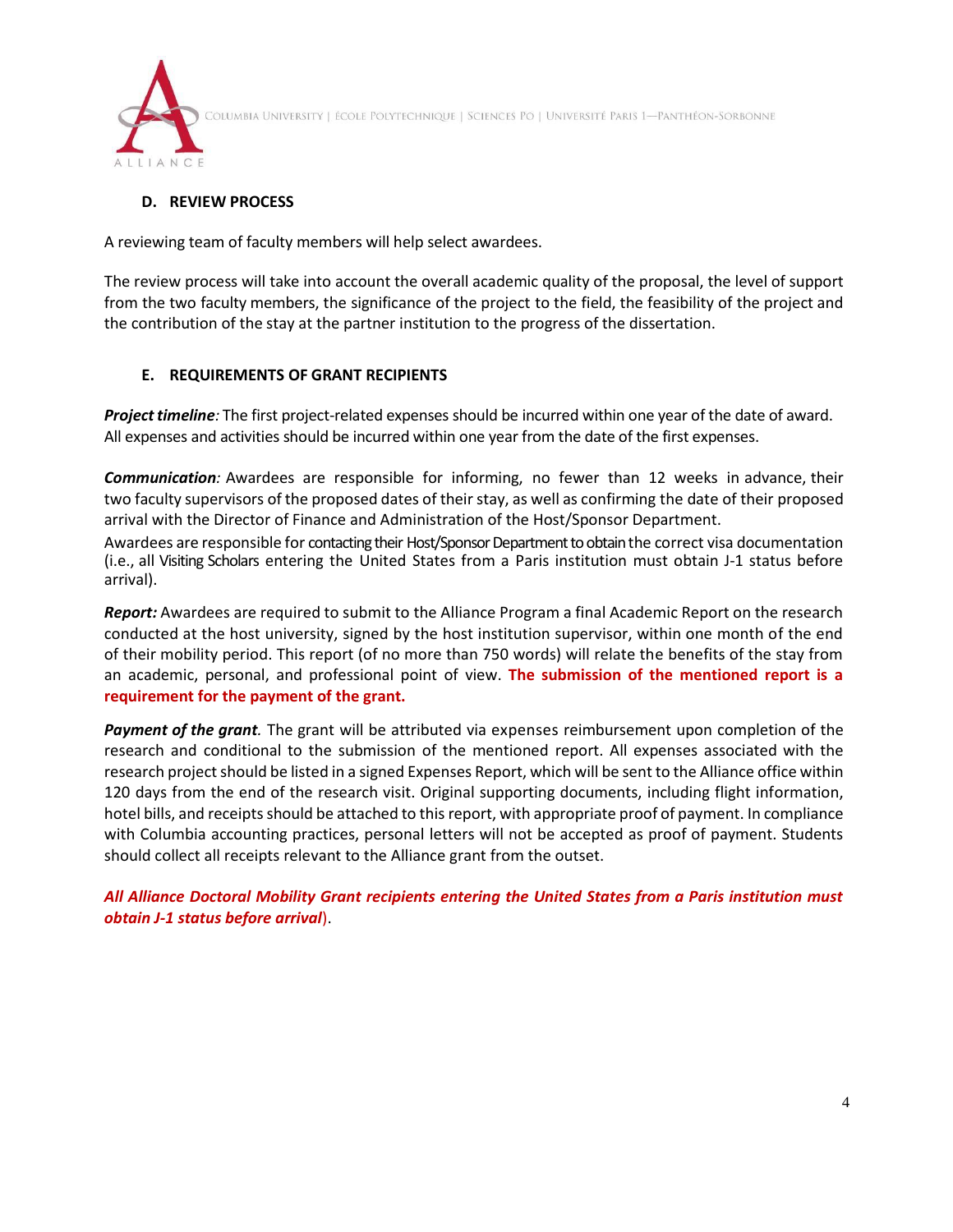### D. REVIEW PROCESS

A reviewing team of faculty members will help select awardees.

The review process will take into account the overall academic quality of the proposal, the level of support from the two faculty members, the significance of the project to the field, the feasibility of the project and the contribution of the stay at the partner institution to the progress of the dissertation.

### E. REQUIREMENTS OF GRANT RECIPIENTS

***Project timeline****:* The first project-related expenses should be incurred within one year of the date of award. All expenses and activities should be incurred within one year from the date of the first expenses.

***Communication****:* Awardees are responsible for informing, no fewer than 12 weeks in advance, their two faculty supervisors of the proposed dates of their stay, as well as confirming the date of their proposed arrival with the Director of Finance and Administration of the Host/Sponsor Department.

Awardees are responsible for contacting their Host/Sponsor Department to obtain the correct visa documentation (i.e., all Visiting Scholars entering the United States from a Paris institution must obtain J-1 status before arrival).

***Report:*** Awardees are required to submit to the Alliance Program a final Academic Report on the research conducted at the host university, signed by the host institution supervisor, within one month of the end of their mobility period. This report (of no more than 750 words) will relate the benefits of the stay from an academic, personal, and professional point of view. **The submission of the mentioned report is a requirement for the payment of the grant.**

***Payment of the grant****.* The grant will be attributed via expenses reimbursement upon completion of the research and conditional to the submission of the mentioned report. All expenses associated with the research project should be listed in a signed Expenses Report, which will be sent to the Alliance office within 120 days from the end of the research visit. Original supporting documents, including flight information, hotel bills, and receipts should be attached to this report, with appropriate proof of payment. In compliance with Columbia accounting practices, personal letters will not be accepted as proof of payment. Students should collect all receipts relevant to the Alliance grant from the outset.

***All Alliance Doctoral Mobility Grant recipients entering the United States from a Paris institution must obtain J-1 status before arrival***).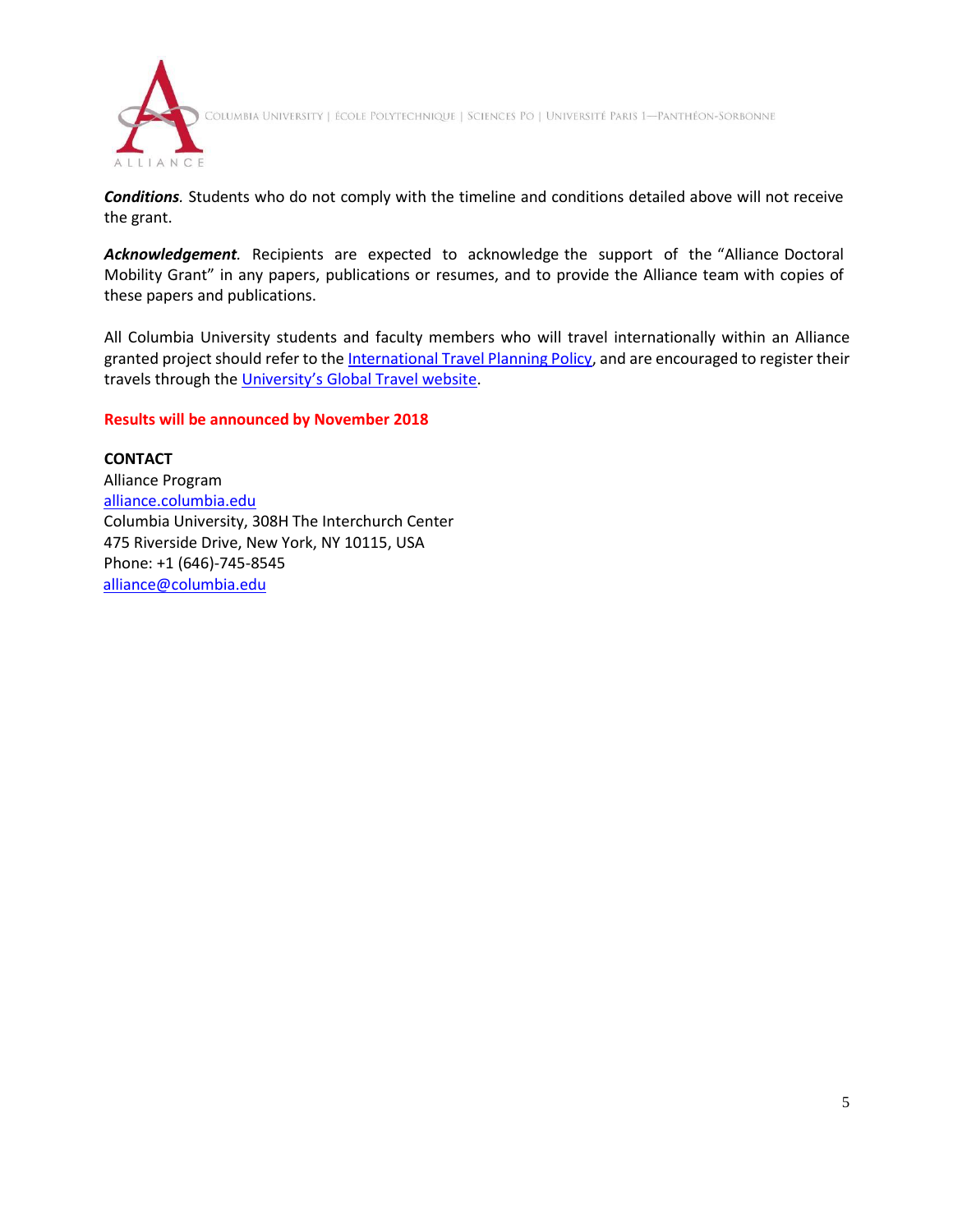***Conditions.*** Students who do not comply with the timeline and conditions detailed above will not receive the grant.

***Acknowledgement.*** Recipients are expected to acknowledge the support of the "Alliance Doctoral Mobility Grant" in any papers, publications or resumes, and to provide the Alliance team with copies of these papers and publications.

All Columbia University students and faculty members who will travel internationally within an Alliance granted project should refer to the International Travel Planning Policy, and are encouraged to register their travels through the University's Global Travel website.

**Results will be announced by November 2018**

**CONTACT**
Alliance Program
alliance.columbia.edu
Columbia University, 308H The Interchurch Center
475 Riverside Drive, New York, NY 10115, USA
Phone: +1 (646)-745-8545
alliance@columbia.edu